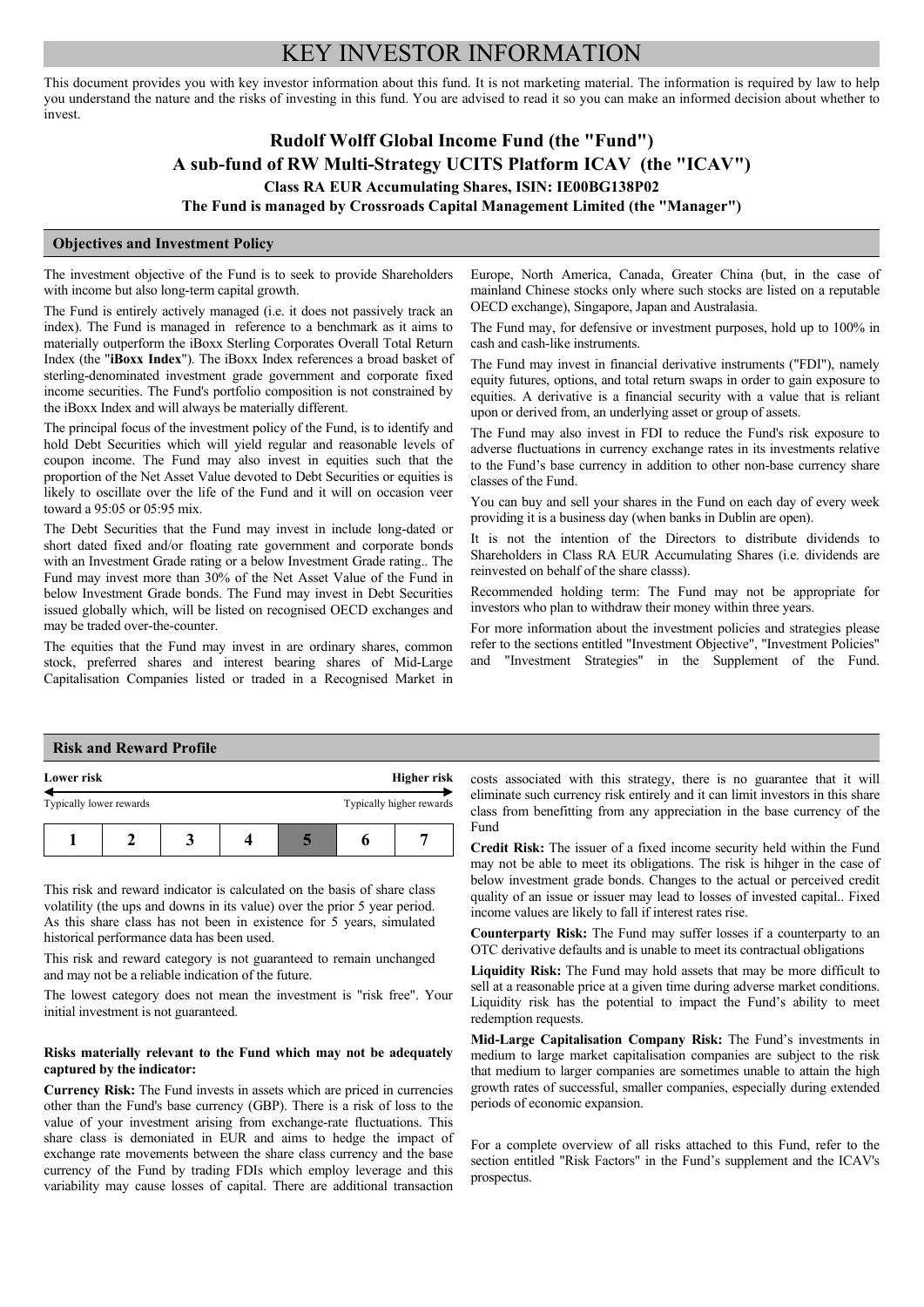# KEY INVESTOR INFORMATION

This document provides you with key investor information about this fund. It is not marketing material. The information is required by law to help you understand the nature and the risks of investing in this fund. You are advised to read it so you can make an informed decision about whether to invest.

## Rudolf Wolff Global Income Fund (the "Fund")
## A sub-fund of RW Multi-Strategy UCITS Platform ICAV (the "ICAV")
### Class RA EUR Accumulating Shares, ISIN: IE00BG138P02
### The Fund is managed by Crossroads Capital Management Limited (the "Manager")

## Objectives and Investment Policy

The investment objective of the Fund is to seek to provide Shareholders with income but also long-term capital growth.

The Fund is entirely actively managed (i.e. it does not passively track an index). The Fund is managed in reference to a benchmark as it aims to materially outperform the iBoxx Sterling Corporates Overall Total Return Index (the "**iBoxx Index**"). The iBoxx Index references a broad basket of sterling-denominated investment grade government and corporate fixed income securities. The Fund's portfolio composition is not constrained by the iBoxx Index and will always be materially different.

The principal focus of the investment policy of the Fund, is to identify and hold Debt Securities which will yield regular and reasonable levels of coupon income. The Fund may also invest in equities such that the proportion of the Net Asset Value devoted to Debt Securities or equities is likely to oscillate over the life of the Fund and it will on occasion veer toward a 95:05 or 05:95 mix.

The Debt Securities that the Fund may invest in include long-dated or short dated fixed and/or floating rate government and corporate bonds with an Investment Grade rating or a below Investment Grade rating.. The Fund may invest more than 30% of the Net Asset Value of the Fund in below Investment Grade bonds. The Fund may invest in Debt Securities issued globally which, will be listed on recognised OECD exchanges and may be traded over-the-counter.

The equities that the Fund may invest in are ordinary shares, common stock, preferred shares and interest bearing shares of Mid-Large Capitalisation Companies listed or traded in a Recognised Market in Europe, North America, Canada, Greater China (but, in the case of mainland Chinese stocks only where such stocks are listed on a reputable OECD exchange), Singapore, Japan and Australasia.

The Fund may, for defensive or investment purposes, hold up to 100% in cash and cash-like instruments.

The Fund may invest in financial derivative instruments ("FDI"), namely equity futures, options, and total return swaps in order to gain exposure to equities. A derivative is a financial security with a value that is reliant upon or derived from, an underlying asset or group of assets.

The Fund may also invest in FDI to reduce the Fund's risk exposure to adverse fluctuations in currency exchange rates in its investments relative to the Fund's base currency in addition to other non-base currency share classes of the Fund.

You can buy and sell your shares in the Fund on each day of every week providing it is a business day (when banks in Dublin are open).

It is not the intention of the Directors to distribute dividends to Shareholders in Class RA EUR Accumulating Shares (i.e. dividends are reinvested on behalf of the share classs).

Recommended holding term: The Fund may not be appropriate for investors who plan to withdraw their money within three years.

For more information about the investment policies and strategies please refer to the sections entitled "Investment Objective", "Investment Policies" and "Investment Strategies" in the Supplement of the Fund.

## Risk and Reward Profile

**Lower risk** ← → **Higher risk**

Typically lower rewards — Typically higher rewards

| 1 | 2 | 3 | 4 | **5** | 6 | 7 |
|---|---|---|---|---|---|---|

This risk and reward indicator is calculated on the basis of share class volatility (the ups and downs in its value) over the prior 5 year period. As this share class has not been in existence for 5 years, simulated historical performance data has been used.

This risk and reward category is not guaranteed to remain unchanged and may not be a reliable indication of the future.

The lowest category does not mean the investment is "risk free". Your initial investment is not guaranteed.

**Risks materially relevant to the Fund which may not be adequately captured by the indicator:**

**Currency Risk:** The Fund invests in assets which are priced in currencies other than the Fund's base currency (GBP). There is a risk of loss to the value of your investment arising from exchange-rate fluctuations. This share class is demoniated in EUR and aims to hedge the impact of exchange rate movements between the share class currency and the base currency of the Fund by trading FDIs which employ leverage and this variability may cause losses of capital. There are additional transaction costs associated with this strategy, there is no guarantee that it will eliminate such currency risk entirely and it can limit investors in this share class from benefitting from any appreciation in the base currency of the Fund

**Credit Risk:** The issuer of a fixed income security held within the Fund may not be able to meet its obligations. The risk is hihger in the case of below investment grade bonds. Changes to the actual or perceived credit quality of an issue or issuer may lead to losses of invested capital.. Fixed income values are likely to fall if interest rates rise.

**Counterparty Risk:** The Fund may suffer losses if a counterparty to an OTC derivative defaults and is unable to meet its contractual obligations

**Liquidity Risk:** The Fund may hold assets that may be more difficult to sell at a reasonable price at a given time during adverse market conditions. Liquidity risk has the potential to impact the Fund's ability to meet redemption requests.

**Mid-Large Capitalisation Company Risk:** The Fund's investments in medium to large market capitalisation companies are subject to the risk that medium to larger companies are sometimes unable to attain the high growth rates of successful, smaller companies, especially during extended periods of economic expansion.

For a complete overview of all risks attached to this Fund, refer to the section entitled "Risk Factors" in the Fund's supplement and the ICAV's prospectus.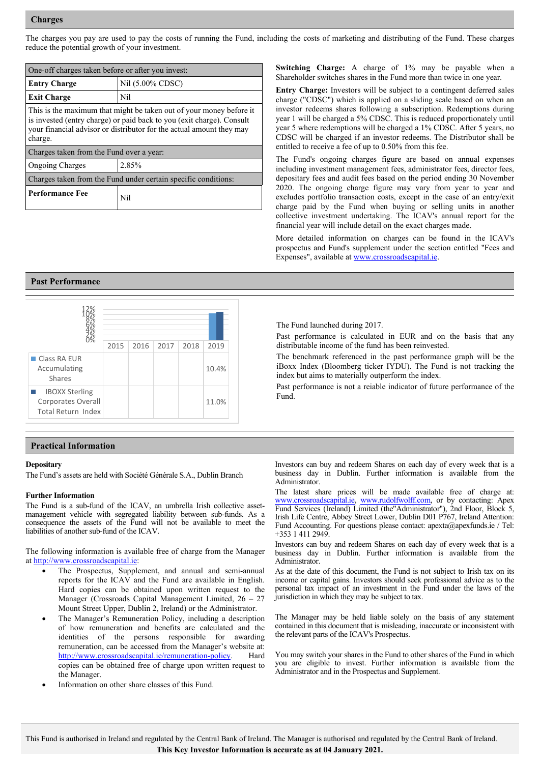## Charges

The charges you pay are used to pay the costs of running the Fund, including the costs of marketing and distributing of the Fund. These charges reduce the potential growth of your investment.

| | |
|---|---|
| One-off charges taken before or after you invest: | |
| **Entry Charge** | Nil (5.00% CDSC) |
| **Exit Charge** | Nil |
| This is the maximum that might be taken out of your money before it is invested (entry charge) or paid back to you (exit charge). Consult your financial advisor or distributor for the actual amount they may charge. | |
| Charges taken from the Fund over a year: | |
| Ongoing Charges | 2.85% |
| Charges taken from the Fund under certain specific conditions: | |
| **Performance Fee** | Nil |

**Switching Charge:** A charge of 1% may be payable when a Shareholder switches shares in the Fund more than twice in one year.

**Entry Charge:** Investors will be subject to a contingent deferred sales charge ("CDSC") which is applied on a sliding scale based on when an investor redeems shares following a subscription. Redemptions during year 1 will be charged a 5% CDSC. This is reduced proportionately until year 5 where redemptions will be charged a 1% CDSC. After 5 years, no CDSC will be charged if an investor redeems. The Distributor shall be entitled to receive a fee of up to 0.50% from this fee.

The Fund's ongoing charges figure are based on annual expenses including investment management fees, administrator fees, director fees, depositary fees and audit fees based on the period ending 30 November 2020. The ongoing charge figure may vary from year to year and excludes portfolio transaction costs, except in the case of an entry/exit charge paid by the Fund when buying or selling units in another collective investment undertaking. The ICAV's annual report for the financial year will include detail on the exact charges made.

More detailed information on charges can be found in the ICAV's prospectus and Fund's supplement under the section entitled "Fees and Expenses", available at www.crossroadscapital.ie.

## Past Performance

12%
10%
8%
6%
4%
2%
0%

2015 2016 2017 2018 2019

Class RA EUR Accumulating Shares: 10.4%

IBOXX Sterling Corporates Overall Total Return Index: 11.0%

The Fund launched during 2017.

Past performance is calculated in EUR and on the basis that any distributable income of the fund has been reinvested.

The benchmark referenced in the past performance graph will be the iBoxx Index (Bloomberg ticker IYDU). The Fund is not tracking the index but aims to materially outperform the index.

Past performance is not a reiable indicator of future performance of the Fund.

## Practical Information

**Depositary**

The Fund's assets are held with Société Générale S.A., Dublin Branch

**Further Information**

The Fund is a sub-fund of the ICAV, an umbrella Irish collective asset-management vehicle with segregated liability between sub-funds. As a consequence the assets of the Fund will not be available to meet the liabilities of another sub-fund of the ICAV.

The following information is available free of charge from the Manager at http://www.crossroadscapital.ie:

- The Prospectus, Supplement, and annual and semi-annual reports for the ICAV and the Fund are available in English. Hard copies can be obtained upon written request to the Manager (Crossroads Capital Management Limited, 26 – 27 Mount Street Upper, Dublin 2, Ireland) or the Administrator.
- The Manager's Remuneration Policy, including a description of how remuneration and benefits are calculated and the identities of the persons responsible for awarding remuneration, can be accessed from the Manager's website at: http://www.crossroadscapital.ie/remuneration-policy. Hard copies can be obtained free of charge upon written request to the Manager.
- Information on other share classes of this Fund.

Investors can buy and redeem Shares on each day of every week that is a business day in Dublin. Further information is available from the Administrator.

The latest share prices will be made available free of charge at: www.crossroadscapital.ie, www.rudolfwolff.com, or by contacting: Apex Fund Services (Ireland) Limited (the"Administrator"), 2nd Floor, Block 5, Irish Life Centre, Abbey Street Lower, Dublin D01 P767, Ireland Attention: Fund Accounting. For questions please contact: apexta@apexfunds.ie / Tel: +353 1 411 2949.

Investors can buy and redeem Shares on each day of every week that is a business day in Dublin. Further information is available from the Administrator.

As at the date of this document, the Fund is not subject to Irish tax on its income or capital gains. Investors should seek professional advice as to the personal tax impact of an investment in the Fund under the laws of the jurisdiction in which they may be subject to tax.

The Manager may be held liable solely on the basis of any statement contained in this document that is misleading, inaccurate or inconsistent with the relevant parts of the ICAV's Prospectus.

You may switch your shares in the Fund to other shares of the Fund in which you are eligible to invest. Further information is available from the Administrator and in the Prospectus and Supplement.

This Fund is authorised in Ireland and regulated by the Central Bank of Ireland. The Manager is authorised and regulated by the Central Bank of Ireland.

**This Key Investor Information is accurate as at 04 January 2021.**